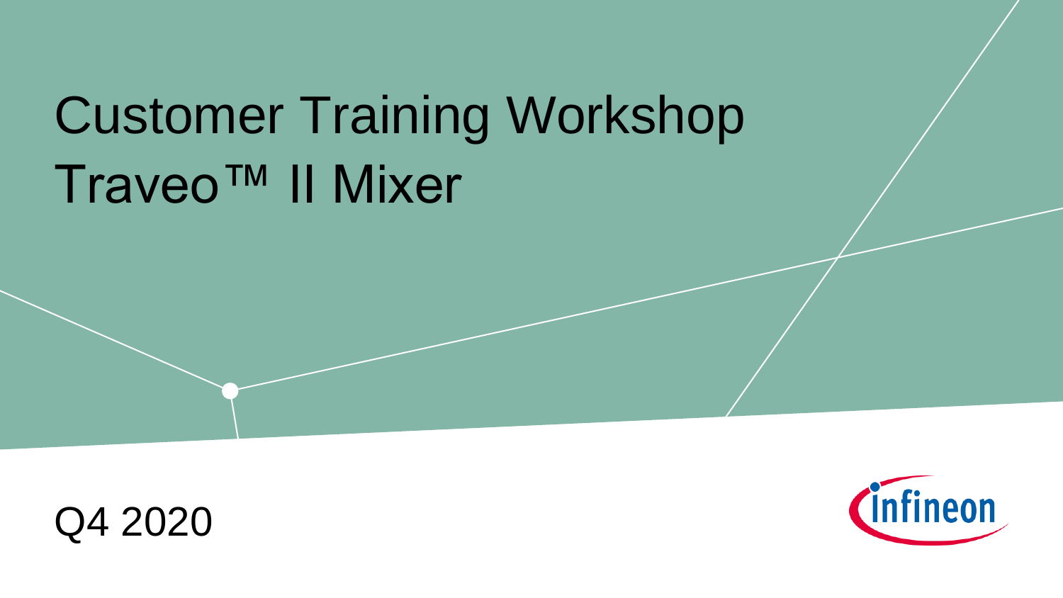# Customer Training Workshop
# Traveo™ II Mixer

Q4 2020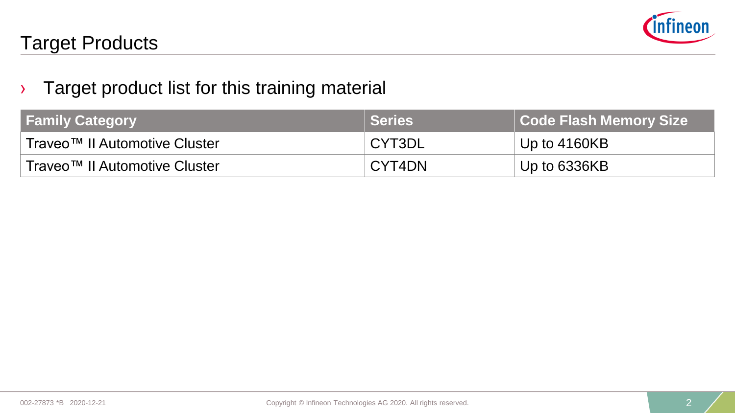# Target Products

- Target product list for this training material

| Family Category | Series | Code Flash Memory Size |
| --- | --- | --- |
| Traveo™ II Automotive Cluster | CYT3DL | Up to 4160KB |
| Traveo™ II Automotive Cluster | CYT4DN | Up to 6336KB |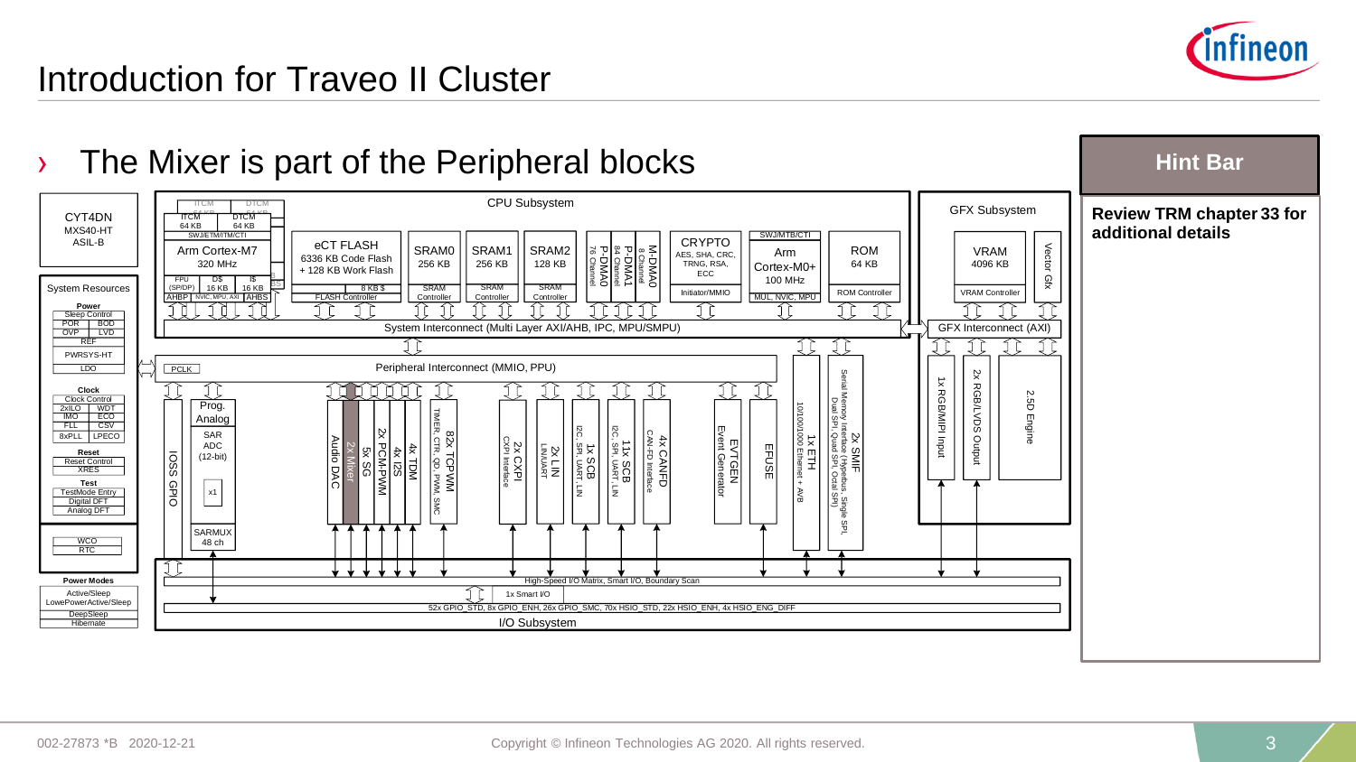# Introduction for Traveo II Cluster

› The Mixer is part of the Peripheral blocks

**Hint Bar**

**Review TRM chapter 33 for additional details**

CYT4DN
MXS40-HT
ASIL-B

**CPU Subsystem**

- ITCM 64 KB, DTCM 64 KB
- SWJ/ETM/ITM/CTI
- Arm Cortex-M7 320 MHz
- FPU (SP/DP), D$ 16 KB, I$ 16 KB
- AHBP, NVIC, MPU, AXI, AHBS
- eCT FLASH 6336 KB Code Flash + 128 KB Work Flash, 8 KB $, FLASH Controller
- SRAM0 256 KB, SRAM Controller
- SRAM1 256 KB, SRAM Controller
- SRAM2 128 KB, SRAM Controller
- P-DMA0 76 Channel
- P-DMA1 84 Channel
- M-DMA0 8 Channel
- CRYPTO AES, SHA, CRC, TRNG, RSA, ECC, Initiator/MMIO
- SWJ/MTB/CTI, Arm Cortex-M0+ 100 MHz, MUL, NVIC, MPU
- ROM 64 KB, ROM Controller
- System Interconnect (Multi Layer AXI/AHB, IPC, MPU/SMPU)

**GFX Subsystem**

- VRAM 4096 KB, VRAM Controller
- Vector Gfx
- GFX Interconnect (AXI)
- 1x RGB/MIPI Input
- 2x RGB/LVDS Output
- 2.5D Engine

**System Resources**

- Power: Sleep Control, POR, BOD, OVP, LVD, REF, PWRSYS-HT, LDO
- Clock: Clock Control, 2xILO, WDT, IMO, ECO, FLL, CSV, 8xPLL, LPECO
- Reset: Reset Control, XRES
- Test: TestMode Entry, Digital DFT, Analog DFT
- WCO, RTC

**Power Modes**

- Active/Sleep
- LowePowerActive/Sleep
- DeepSleep
- Hibernate

**Peripheral Interconnect (MMIO, PPU)**

- PCLK
- IOSS GPIO
- Prog. Analog: SAR ADC (12-bit), x1, SARMUX 48 ch
- Audio DAC
- 2x Mixer
- 5x SG
- 2x PCM-PWM
- 4x I2S
- 4x TDM
- 82x TCPWM (TIMER, CTR, QD, PWM, SMC)
- 2x CXPI (CXPI Interface)
- 2x LIN (LIN/UART)
- 1x SCB (I2C, SPI, UART, LIN)
- 11x SCB (I2C, SPI, UART, LIN)
- 4x CANFD (CAN-FD Interface)
- EVTGEN (Event Generator)
- EFUSE
- 1x ETH (10/100/1000 Ethernet + AVB)
- 2x SMIF (Serial Memory Interface (Hyperbus, Single SPI, Dual SPI, Quad SPI, Octal SPI))

**I/O Subsystem**

- High-Speed I/O Matrix, Smart I/O, Boundary Scan
- 1x Smart I/O
- 52x GPIO_STD, 8x GPIO_ENH, 26x GPIO_SMC, 70x HSIO_STD, 22x HSIO_ENH, 4x HSIO_ENG_DIFF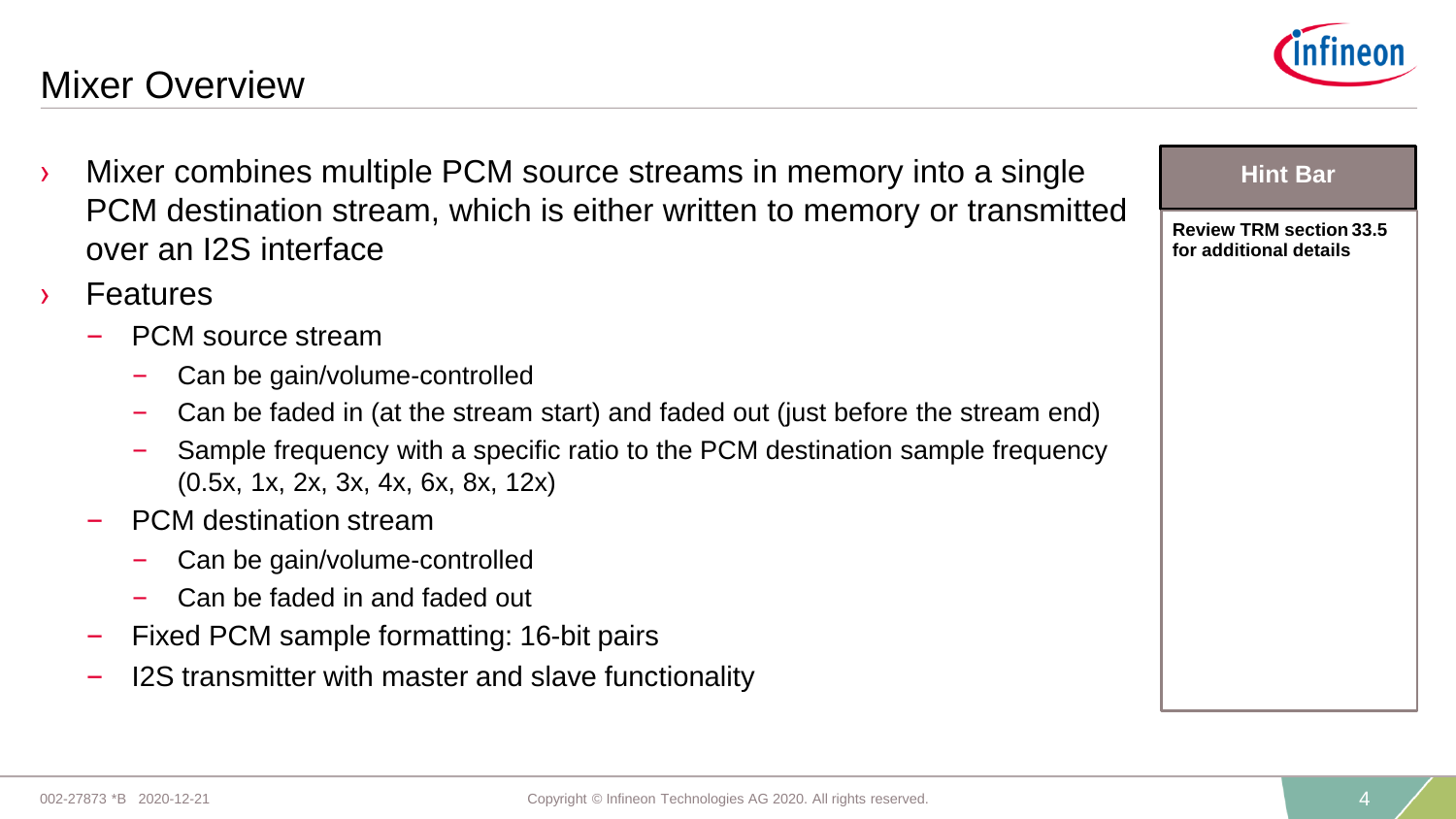# Mixer Overview

- Mixer combines multiple PCM source streams in memory into a single PCM destination stream, which is either written to memory or transmitted over an I2S interface
- Features
  - PCM source stream
    - Can be gain/volume-controlled
    - Can be faded in (at the stream start) and faded out (just before the stream end)
    - Sample frequency with a specific ratio to the PCM destination sample frequency (0.5x, 1x, 2x, 3x, 4x, 6x, 8x, 12x)
  - PCM destination stream
    - Can be gain/volume-controlled
    - Can be faded in and faded out
  - Fixed PCM sample formatting: 16-bit pairs
  - I2S transmitter with master and slave functionality

**Hint Bar**

**Review TRM section 33.5 for additional details**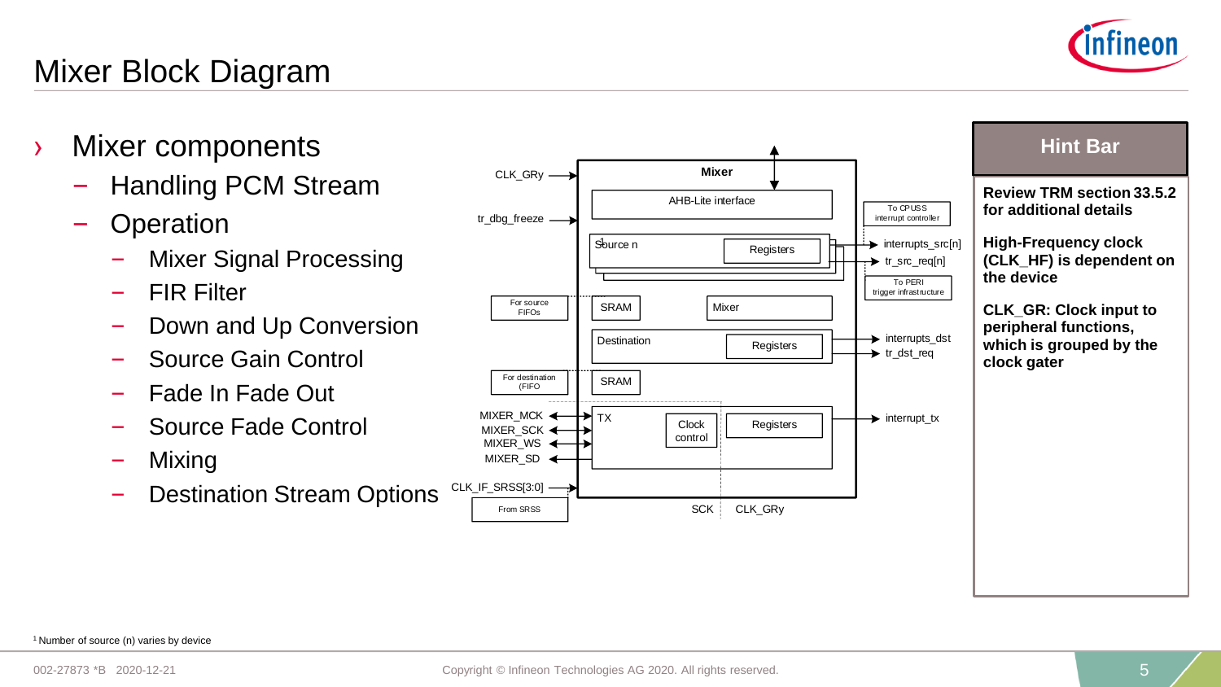# Mixer Block Diagram

- Mixer components
  - Handling PCM Stream
  - Operation
    - Mixer Signal Processing
    - FIR Filter
    - Down and Up Conversion
    - Source Gain Control
    - Fade In Fade Out
    - Source Fade Control
    - Mixing
    - Destination Stream Options

CLK_GRy
tr_dbg_freeze
For source FIFOs
For destination (FIFO
MIXER_MCK
MIXER_SCK
MIXER_WS
MIXER_SD
CLK_IF_SRSS[3:0]
From SRSS

Mixer
AHB-Lite interface
Source n[1]
Registers
SRAM
Mixer
Destination
Registers
SRAM
TX
Clock control
Registers
SCK
CLK_GRy

To CPUSS interrupt controller
interrupts_src[n]
tr_src_req[n]
To PERI trigger infrastructure
interrupts_dst
tr_dst_req
interrupt_tx

## Hint Bar

**Review TRM section 33.5.2 for additional details**

**High-Frequency clock (CLK_HF) is dependent on the device**

**CLK_GR: Clock input to peripheral functions, which is grouped by the clock gater**

[1] Number of source (n) varies by device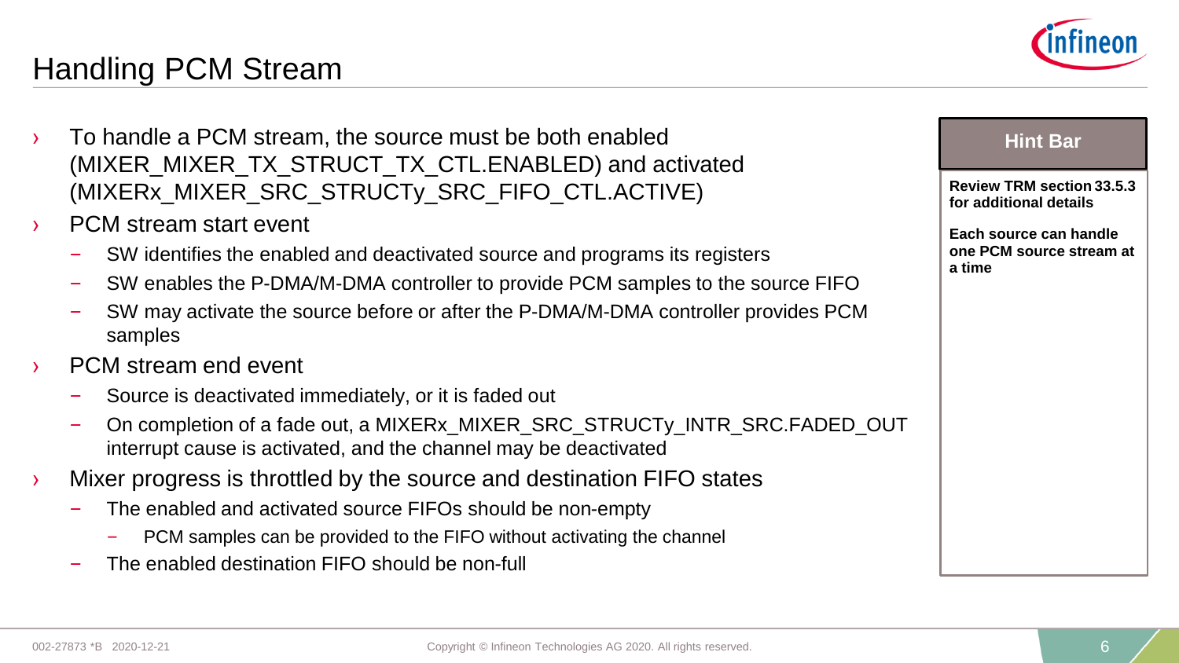# Handling PCM Stream

- To handle a PCM stream, the source must be both enabled (MIXER_MIXER_TX_STRUCT_TX_CTL.ENABLED) and activated (MIXERx_MIXER_SRC_STRUCTy_SRC_FIFO_CTL.ACTIVE)
- PCM stream start event
  - SW identifies the enabled and deactivated source and programs its registers
  - SW enables the P-DMA/M-DMA controller to provide PCM samples to the source FIFO
  - SW may activate the source before or after the P-DMA/M-DMA controller provides PCM samples
- PCM stream end event
  - Source is deactivated immediately, or it is faded out
  - On completion of a fade out, a MIXERx_MIXER_SRC_STRUCTy_INTR_SRC.FADED_OUT interrupt cause is activated, and the channel may be deactivated
- Mixer progress is throttled by the source and destination FIFO states
  - The enabled and activated source FIFOs should be non-empty
    - PCM samples can be provided to the FIFO without activating the channel
  - The enabled destination FIFO should be non-full

**Hint Bar**

**Review TRM section 33.5.3 for additional details**

**Each source can handle one PCM source stream at a time**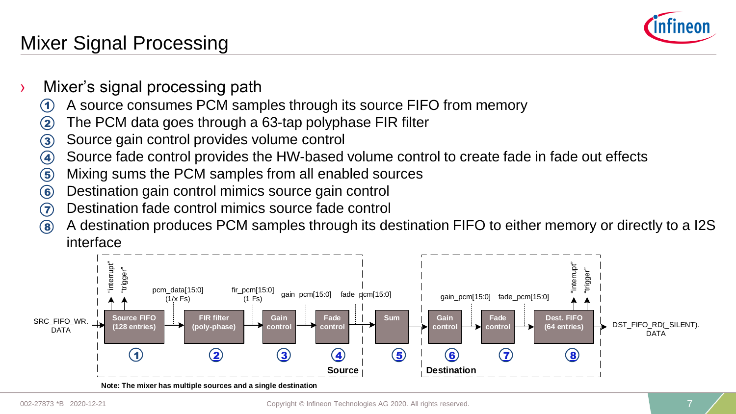# Mixer Signal Processing

- Mixer's signal processing path
  1. A source consumes PCM samples through its source FIFO from memory
  2. The PCM data goes through a 63-tap polyphase FIR filter
  3. Source gain control provides volume control
  4. Source fade control provides the HW-based volume control to create fade in fade out effects
  5. Mixing sums the PCM samples from all enabled sources
  6. Destination gain control mimics source gain control
  7. Destination fade control mimics source fade control
  8. A destination produces PCM samples through its destination FIFO to either memory or directly to a I2S interface

**Source:** SRC_FIFO_WR.DATA → ① Source FIFO (128 entries) ["interrupt", "trigger"] → pcm_data[15:0] (1/x Fs) → ② FIR filter (poly-phase) → fir_pcm[15:0] (1 Fs) → ③ Gain control → gain_pcm[15:0] → ④ Fade control → fade_pcm[15:0] →

⑤ Sum →

**Destination:** ⑥ Gain control → gain_pcm[15:0] → ⑦ Fade control → fade_pcm[15:0] → ⑧ Dest. FIFO (64 entries) ["interrupt", "trigger"] → DST_FIFO_RD(_SILENT).DATA

**Note: The mixer has multiple sources and a single destination**

002-27873 *B 2020-12-21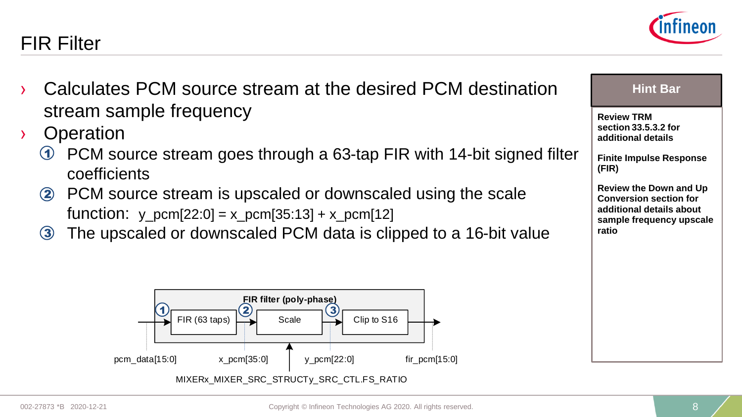# FIR Filter

- Calculates PCM source stream at the desired PCM destination stream sample frequency
- Operation
  1. PCM source stream goes through a 63-tap FIR with 14-bit signed filter coefficients
  2. PCM source stream is upscaled or downscaled using the scale function: y_pcm[22:0] = x_pcm[35:13] + x_pcm[12]
  3. The upscaled or downscaled PCM data is clipped to a 16-bit value

**FIR filter (poly-phase)**

pcm_data[15:0] → ① FIR (63 taps) → ② x_pcm[35:0] → Scale → ③ y_pcm[22:0] → Clip to S16 → fir_pcm[15:0]

MIXERx_MIXER_SRC_STRUCTy_SRC_CTL.FS_RATIO

**Hint Bar**

**Review TRM section 33.5.3.2 for additional details**

**Finite Impulse Response (FIR)**

**Review the Down and Up Conversion section for additional details about sample frequency upscale ratio**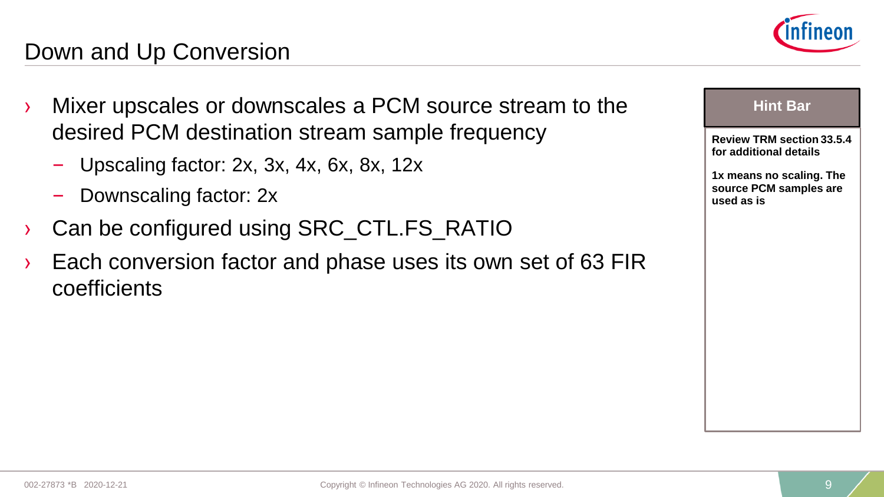# Down and Up Conversion

- Mixer upscales or downscales a PCM source stream to the desired PCM destination stream sample frequency
  - Upscaling factor: 2x, 3x, 4x, 6x, 8x, 12x
  - Downscaling factor: 2x
- Can be configured using SRC_CTL.FS_RATIO
- Each conversion factor and phase uses its own set of 63 FIR coefficients

**Hint Bar**

**Review TRM section 33.5.4 for additional details**

**1x means no scaling. The source PCM samples are used as is**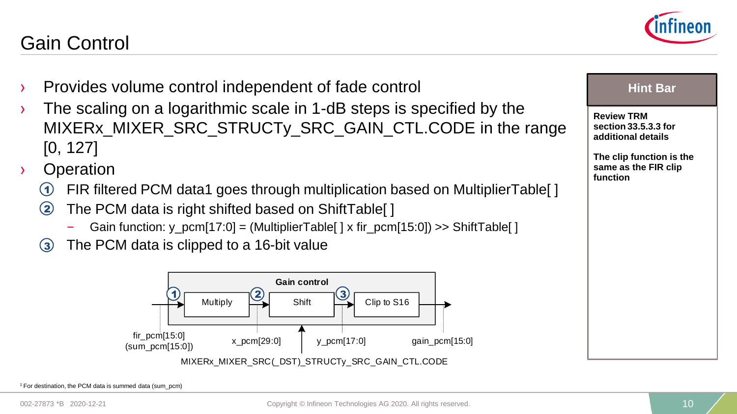# Gain Control

- Provides volume control independent of fade control
- The scaling on a logarithmic scale in 1-dB steps is specified by the MIXERx_MIXER_SRC_STRUCTy_SRC_GAIN_CTL.CODE in the range [0, 127]
- Operation
  1. FIR filtered PCM data1 goes through multiplication based on MultiplierTable[ ]
  2. The PCM data is right shifted based on ShiftTable[ ]
     - Gain function: y_pcm[17:0] = (MultiplierTable[ ] x fir_pcm[15:0]) >> ShiftTable[ ]
  3. The PCM data is clipped to a 16-bit value

**Gain control**

fir_pcm[15:0] (sum_pcm[15:0]) → ① Multiply → ② x_pcm[29:0] → Shift → ③ y_pcm[17:0] → Clip to S16 → gain_pcm[15:0]

MIXERx_MIXER_SRC(_DST)_STRUCTy_SRC_GAIN_CTL.CODE

**Hint Bar**

**Review TRM section 33.5.3.3 for additional details**

**The clip function is the same as the FIR clip function**

[1] For destination, the PCM data is summed data (sum_pcm)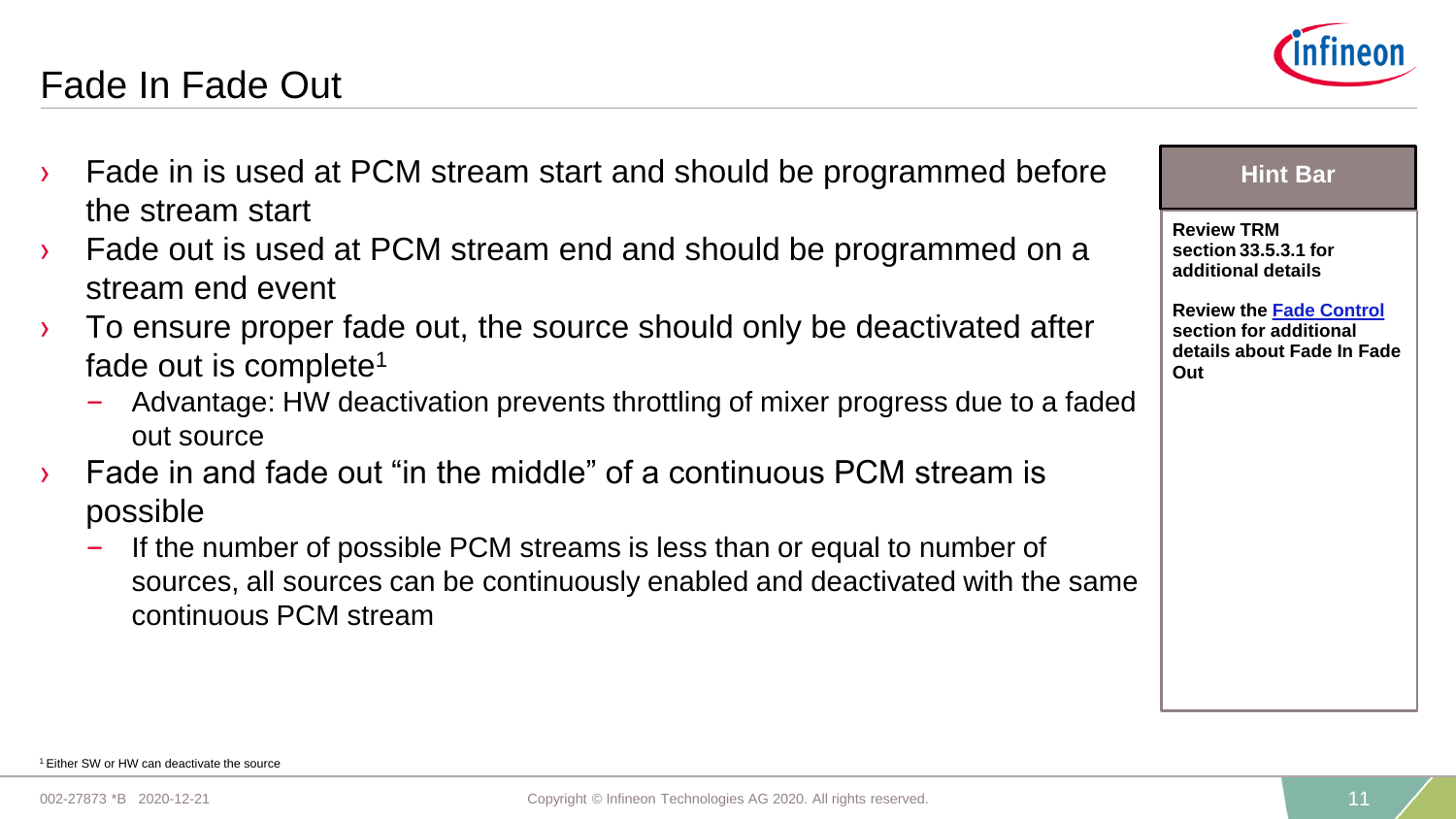# Fade In Fade Out

- Fade in is used at PCM stream start and should be programmed before the stream start
- Fade out is used at PCM stream end and should be programmed on a stream end event
- To ensure proper fade out, the source should only be deactivated after fade out is complete[1]
  - Advantage: HW deactivation prevents throttling of mixer progress due to a faded out source
- Fade in and fade out "in the middle" of a continuous PCM stream is possible
  - If the number of possible PCM streams is less than or equal to number of sources, all sources can be continuously enabled and deactivated with the same continuous PCM stream

**Hint Bar**

**Review TRM section 33.5.3.1 for additional details**

**Review the Fade Control section for additional details about Fade In Fade Out**

[1] Either SW or HW can deactivate the source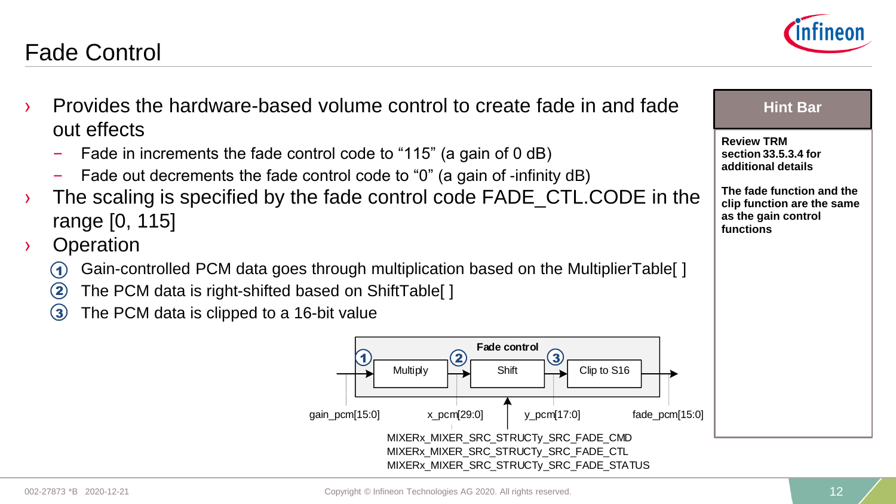# Fade Control

- Provides the hardware-based volume control to create fade in and fade out effects
  - Fade in increments the fade control code to “115” (a gain of 0 dB)
  - Fade out decrements the fade control code to “0” (a gain of -infinity dB)
- The scaling is specified by the fade control code FADE_CTL.CODE in the range [0, 115]
- Operation
  1. Gain-controlled PCM data goes through multiplication based on the MultiplierTable[ ]
  2. The PCM data is right-shifted based on ShiftTable[ ]
  3. The PCM data is clipped to a 16-bit value

**Fade control**

gain_pcm[15:0] → (1) Multiply → x_pcm[29:0] → (2) Shift → y_pcm[17:0] → (3) Clip to S16 → fade_pcm[15:0]

MIXERx_MIXER_SRC_STRUCTy_SRC_FADE_CMD
MIXERx_MIXER_SRC_STRUCTy_SRC_FADE_CTL
MIXERx_MIXER_SRC_STRUCTy_SRC_FADE_STATUS

**Hint Bar**

**Review TRM section 33.5.3.4 for additional details**

**The fade function and the clip function are the same as the gain control functions**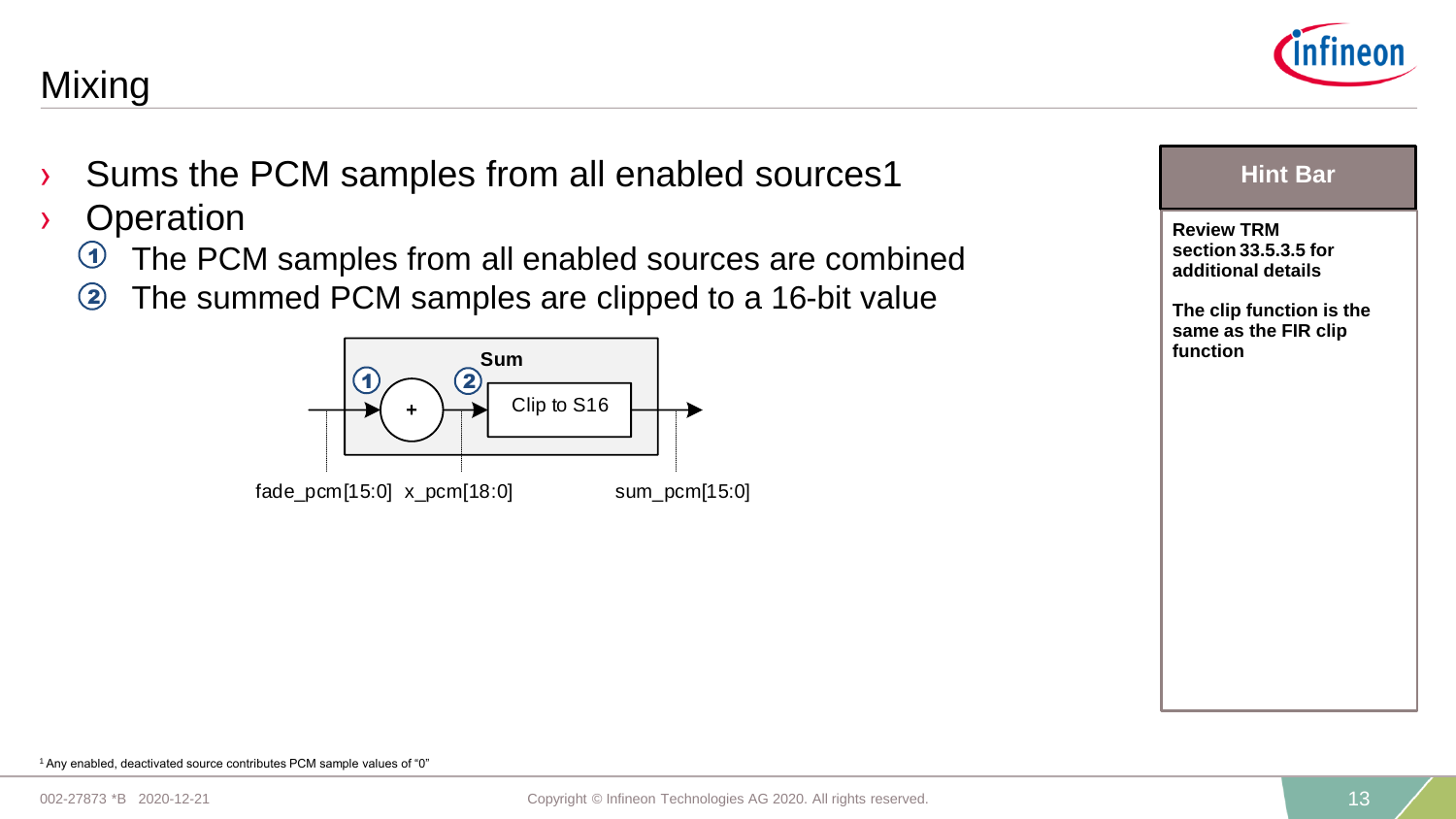# Mixing

- Sums the PCM samples from all enabled sources[1]
- Operation
  1. The PCM samples from all enabled sources are combined
  2. The summed PCM samples are clipped to a 16-bit value

**Sum**

① + ② Clip to S16

fade_pcm[15:0]  x_pcm[18:0]  sum_pcm[15:0]

**Hint Bar**

**Review TRM section 33.5.3.5 for additional details**

**The clip function is the same as the FIR clip function**

[1] Any enabled, deactivated source contributes PCM sample values of "0"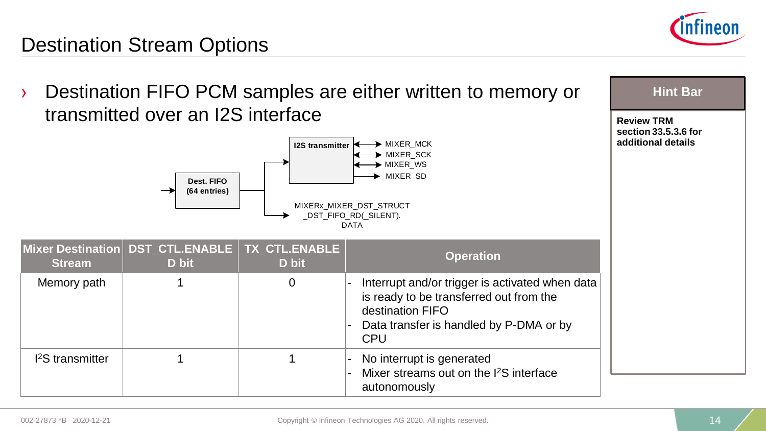# Destination Stream Options

- Destination FIFO PCM samples are either written to memory or transmitted over an I2S interface

Dest. FIFO (64 entries)

I2S transmitter

MIXER_MCK
MIXER_SCK
MIXER_WS
MIXER_SD

MIXERx_MIXER_DST_STRUCT_DST_FIFO_RD(_SILENT).DATA

| Mixer Destination Stream | DST_CTL.ENABLE D bit | TX_CTL.ENABLE D bit | Operation |
|---|---|---|---|
| Memory path | 1 | 0 | - Interrupt and/or trigger is activated when data is ready to be transferred out from the destination FIFO<br>- Data transfer is handled by P-DMA or by CPU |
| $I^2S$ transmitter | 1 | 1 | - No interrupt is generated<br>- Mixer streams out on the $I^2S$ interface autonomously |

**Hint Bar**

**Review TRM section 33.5.3.6 for additional details**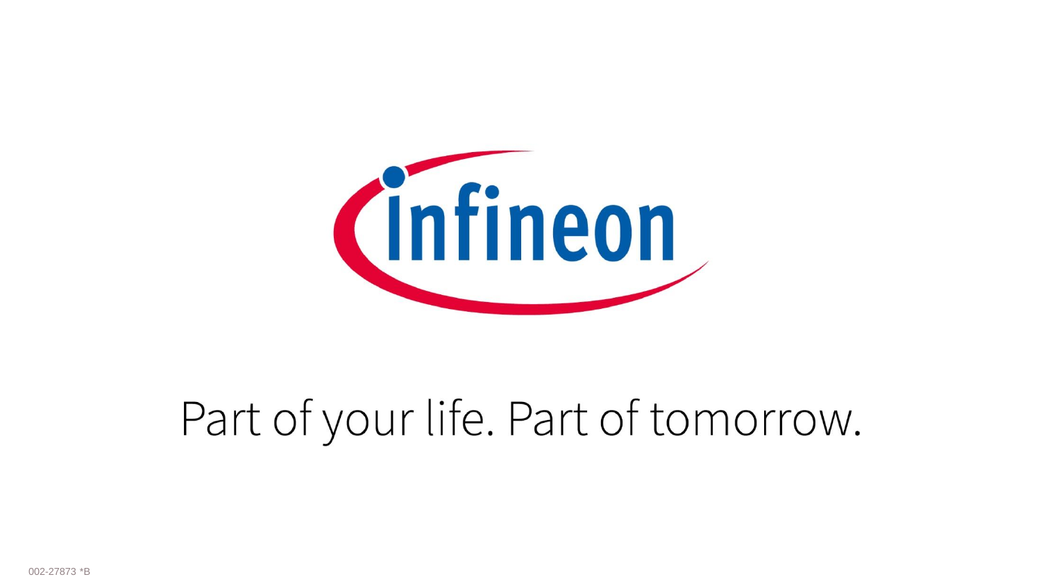infineon

Part of your life. Part of tomorrow.

002-27873 *B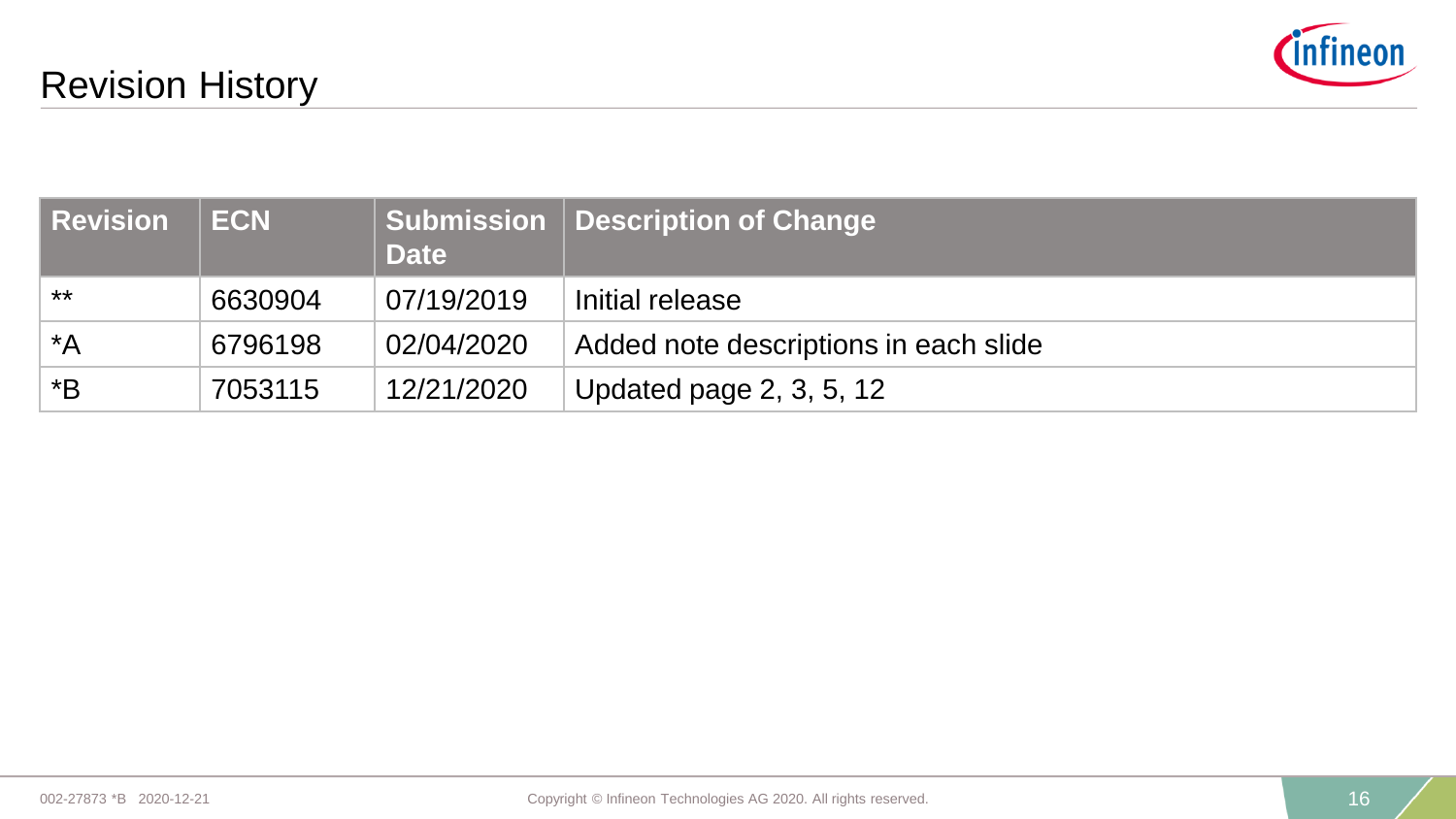# Revision History

| Revision | ECN | Submission Date | Description of Change |
|---|---|---|---|
| ** | 6630904 | 07/19/2019 | Initial release |
| *A | 6796198 | 02/04/2020 | Added note descriptions in each slide |
| *B | 7053115 | 12/21/2020 | Updated page 2, 3, 5, 12 |